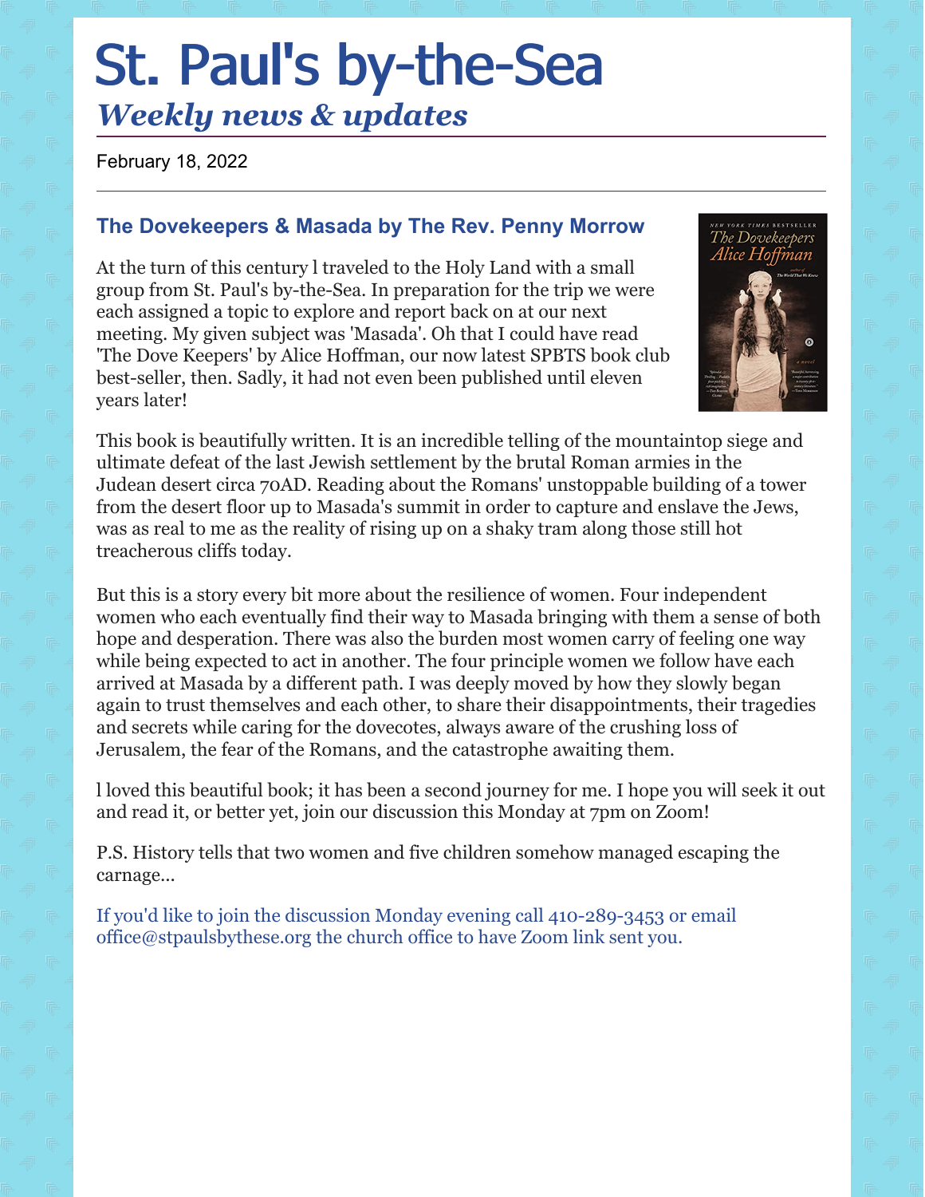# St. Paul's by-the-Sea

## *Weekly news & updates*

February 18, 2022

---

### The Dovekeepers & Masada by The Rev. Penny Morrow

At the turn of this century l traveled to the Holy Land with a small group from St. Paul's by-the-Sea. In preparation for the trip we were each assigned a topic to explore and report back on at our next meeting. My given subject was 'Masada'. Oh that I could have read 'The Dove Keepers' by Alice Hoffman, our now latest SPBTS book club best-seller, then. Sadly, it had not even been published until eleven years later!

This book is beautifully written. It is an incredible telling of the mountaintop siege and ultimate defeat of the last Jewish settlement by the brutal Roman armies in the Judean desert circa 70AD. Reading about the Romans' unstoppable building of a tower from the desert floor up to Masada's summit in order to capture and enslave the Jews, was as real to me as the reality of rising up on a shaky tram along those still hot treacherous cliffs today.

But this is a story every bit more about the resilience of women. Four independent women who each eventually find their way to Masada bringing with them a sense of both hope and desperation. There was also the burden most women carry of feeling one way while being expected to act in another. The four principle women we follow have each arrived at Masada by a different path. I was deeply moved by how they slowly began again to trust themselves and each other, to share their disappointments, their tragedies and secrets while caring for the dovecotes, always aware of the crushing loss of Jerusalem, the fear of the Romans, and the catastrophe awaiting them.

l loved this beautiful book; it has been a second journey for me. I hope you will seek it out and read it, or better yet, join our discussion this Monday at 7pm on Zoom!

P.S. History tells that two women and five children somehow managed escaping the carnage...

If you'd like to join the discussion Monday evening call 410-289-3453 or email office@stpaulsbythese.org the church office to have Zoom link sent you.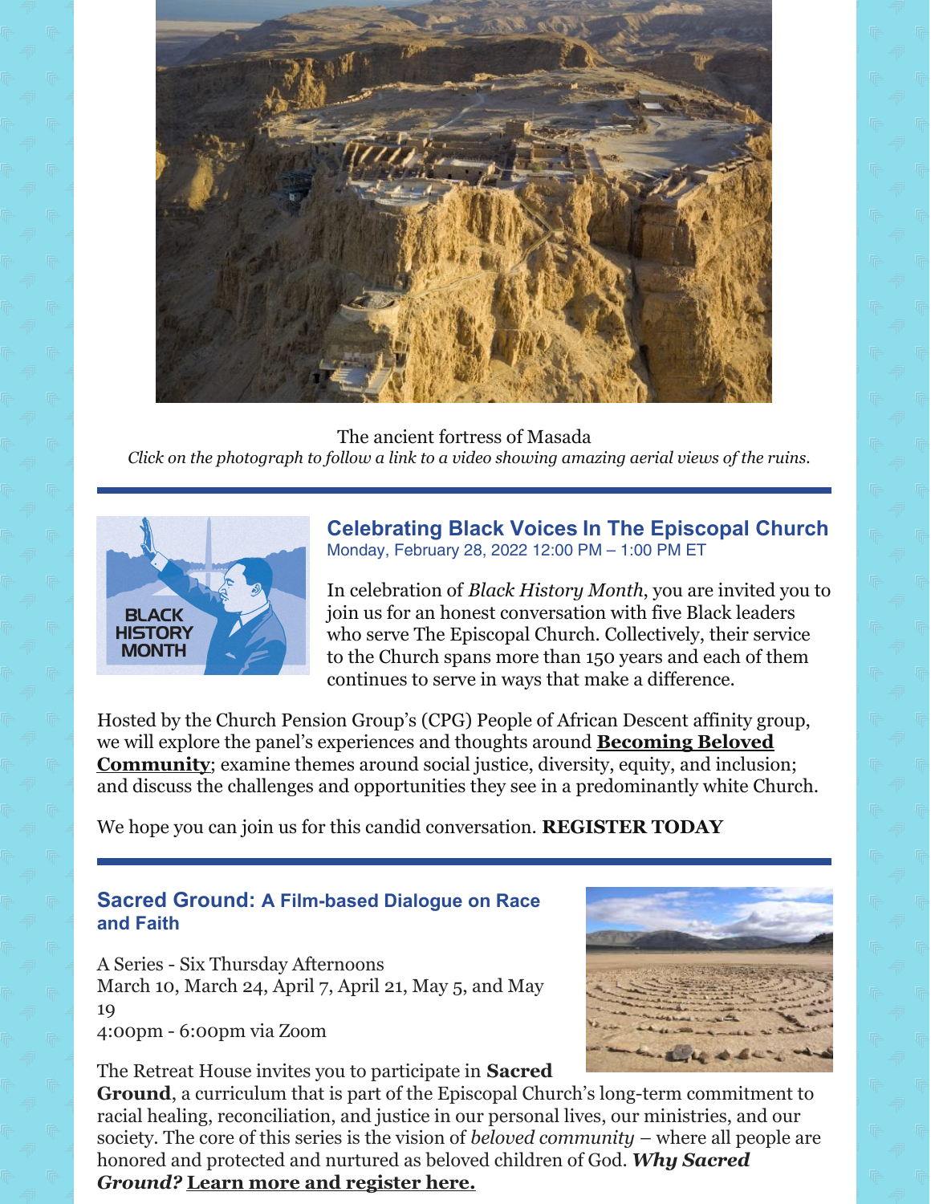The ancient fortress of Masada

*Click on the photograph to follow a link to a video showing amazing aerial views of the ruins.*

---

## Celebrating Black Voices In The Episcopal Church

Monday, February 28, 2022 12:00 PM – 1:00 PM ET

In celebration of *Black History Month*, you are invited you to join us for an honest conversation with five Black leaders who serve The Episcopal Church. Collectively, their service to the Church spans more than 150 years and each of them continues to serve in ways that make a difference.

Hosted by the Church Pension Group's (CPG) People of African Descent affinity group, we will explore the panel's experiences and thoughts around **Becoming Beloved Community**; examine themes around social justice, diversity, equity, and inclusion; and discuss the challenges and opportunities they see in a predominantly white Church.

We hope you can join us for this candid conversation. **REGISTER TODAY**

---

## Sacred Ground: A Film-based Dialogue on Race and Faith

A Series - Six Thursday Afternoons
March 10, March 24, April 7, April 21, May 5, and May 19
4:00pm - 6:00pm via Zoom

The Retreat House invites you to participate in **Sacred Ground**, a curriculum that is part of the Episcopal Church's long-term commitment to racial healing, reconciliation, and justice in our personal lives, our ministries, and our society. The core of this series is the vision of *beloved community* – where all people are honored and protected and nurtured as beloved children of God. ***Why Sacred Ground?*** **Learn more and register here.**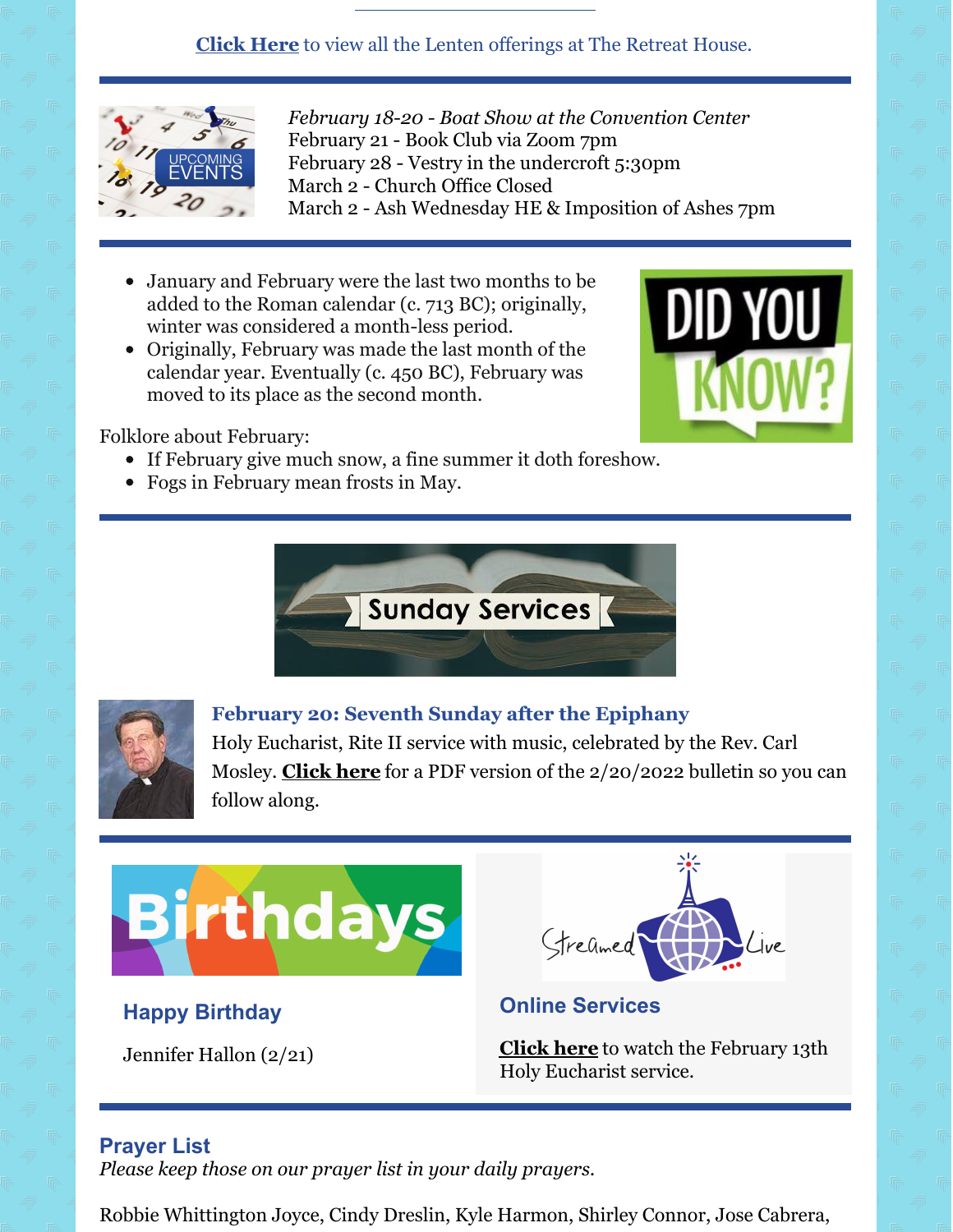**Click Here** to view all the Lenten offerings at The Retreat House.

---

*February 18-20 - Boat Show at the Convention Center*
February 21 - Book Club via Zoom 7pm
February 28 - Vestry in the undercroft 5:30pm
March 2 - Church Office Closed
March 2 - Ash Wednesday HE & Imposition of Ashes 7pm

---

- January and February were the last two months to be added to the Roman calendar (c. 713 BC); originally, winter was considered a month-less period.
- Originally, February was made the last month of the calendar year. Eventually (c. 450 BC), February was moved to its place as the second month.

Folklore about February:

- If February give much snow, a fine summer it doth foreshow.
- Fogs in February mean frosts in May.

---

### February 20: Seventh Sunday after the Epiphany

Holy Eucharist, Rite II service with music, celebrated by the Rev. Carl Mosley. **Click here** for a PDF version of the 2/20/2022 bulletin so you can follow along.

---

### Happy Birthday

Jennifer Hallon (2/21)

### Online Services

**Click here** to watch the February 13th Holy Eucharist service.

---

## Prayer List

*Please keep those on our prayer list in your daily prayers.*

Robbie Whittington Joyce, Cindy Dreslin, Kyle Harmon, Shirley Connor, Jose Cabrera,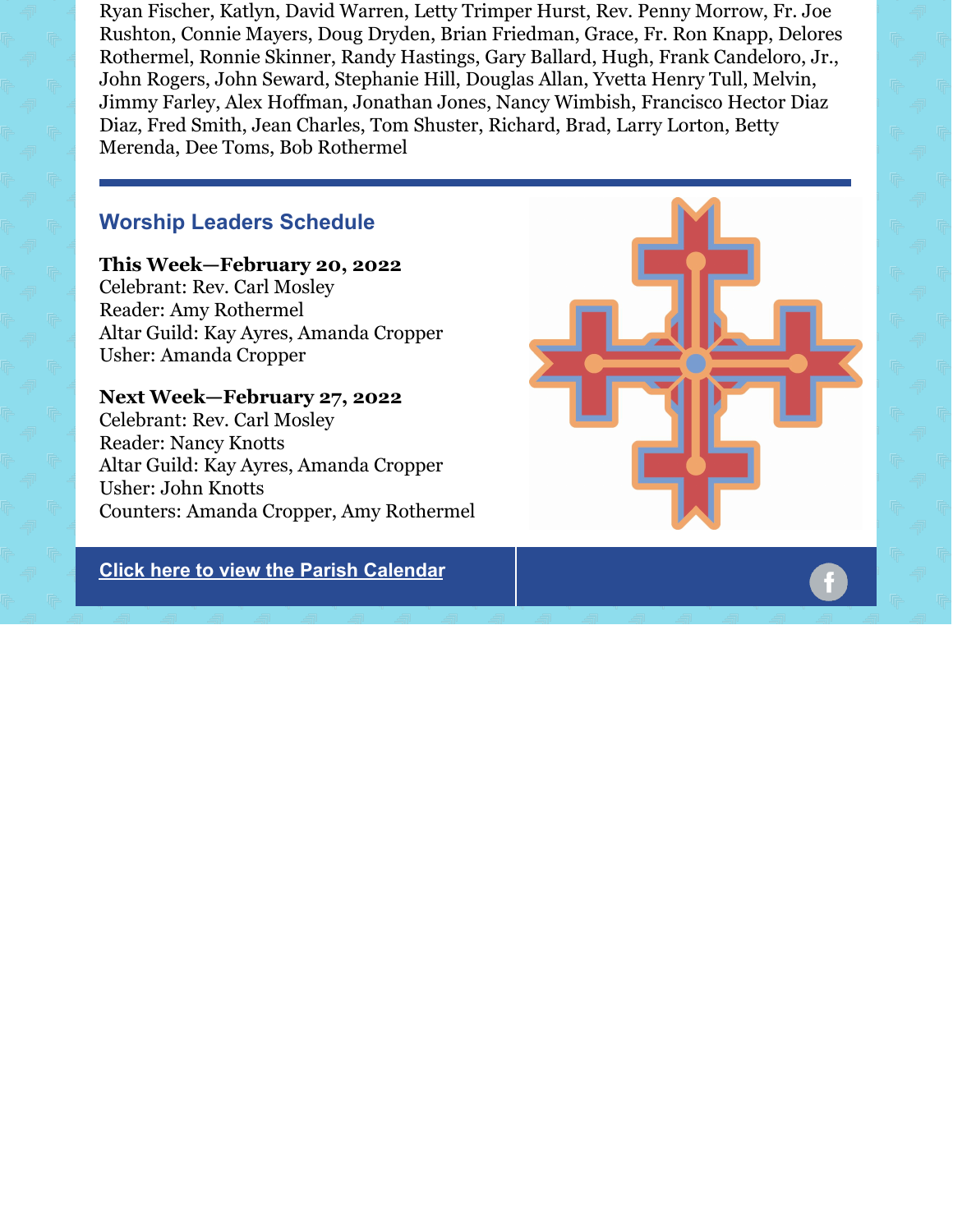Ryan Fischer, Katlyn, David Warren, Letty Trimper Hurst, Rev. Penny Morrow, Fr. Joe Rushton, Connie Mayers, Doug Dryden, Brian Friedman, Grace, Fr. Ron Knapp, Delores Rothermel, Ronnie Skinner, Randy Hastings, Gary Ballard, Hugh, Frank Candeloro, Jr., John Rogers, John Seward, Stephanie Hill, Douglas Allan, Yvetta Henry Tull, Melvin, Jimmy Farley, Alex Hoffman, Jonathan Jones, Nancy Wimbish, Francisco Hector Diaz Diaz, Fred Smith, Jean Charles, Tom Shuster, Richard, Brad, Larry Lorton, Betty Merenda, Dee Toms, Bob Rothermel

## Worship Leaders Schedule

**This Week—February 20, 2022**
Celebrant: Rev. Carl Mosley
Reader: Amy Rothermel
Altar Guild: Kay Ayres, Amanda Cropper
Usher: Amanda Cropper

**Next Week—February 27, 2022**
Celebrant: Rev. Carl Mosley
Reader: Nancy Knotts
Altar Guild: Kay Ayres, Amanda Cropper
Usher: John Knotts
Counters: Amanda Cropper, Amy Rothermel

**Click here to view the Parish Calendar**